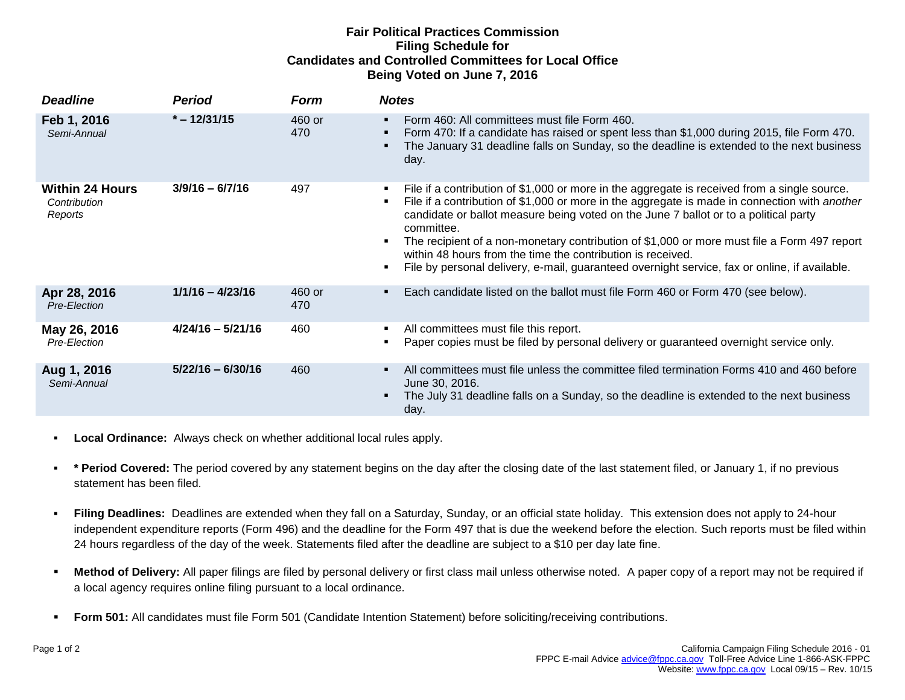# Fair Political Practices Commission Filing Schedule for Candidates and Controlled Committees for Local Office Being Voted on June 7, 2016

| *Deadline* | *Period* | *Form* | *Notes* |
|---|---|---|---|
| **Feb 1, 2016** *Semi-Annual* | **\* – 12/31/15** | 460 or 470 | ▪ Form 460: All committees must file Form 460.<br>▪ Form 470: If a candidate has raised or spent less than $1,000 during 2015, file Form 470.<br>▪ The January 31 deadline falls on Sunday, so the deadline is extended to the next business day. |
| **Within 24 Hours** *Contribution Reports* | **3/9/16 – 6/7/16** | 497 | ▪ File if a contribution of $1,000 or more in the aggregate is received from a single source.<br>▪ File if a contribution of $1,000 or more in the aggregate is made in connection with *another* candidate or ballot measure being voted on the June 7 ballot or to a political party committee.<br>▪ The recipient of a non-monetary contribution of $1,000 or more must file a Form 497 report within 48 hours from the time the contribution is received.<br>▪ File by personal delivery, e-mail, guaranteed overnight service, fax or online, if available. |
| **Apr 28, 2016** *Pre-Election* | **1/1/16 – 4/23/16** | 460 or 470 | ▪ Each candidate listed on the ballot must file Form 460 or Form 470 (see below). |
| **May 26, 2016** *Pre-Election* | **4/24/16 – 5/21/16** | 460 | ▪ All committees must file this report.<br>▪ Paper copies must be filed by personal delivery or guaranteed overnight service only. |
| **Aug 1, 2016** *Semi-Annual* | **5/22/16 – 6/30/16** | 460 | ▪ All committees must file unless the committee filed termination Forms 410 and 460 before June 30, 2016.<br>▪ The July 31 deadline falls on a Sunday, so the deadline is extended to the next business day. |

- **Local Ordinance:** Always check on whether additional local rules apply.
- **\* Period Covered:** The period covered by any statement begins on the day after the closing date of the last statement filed, or January 1, if no previous statement has been filed.
- **Filing Deadlines:** Deadlines are extended when they fall on a Saturday, Sunday, or an official state holiday. This extension does not apply to 24-hour independent expenditure reports (Form 496) and the deadline for the Form 497 that is due the weekend before the election. Such reports must be filed within 24 hours regardless of the day of the week. Statements filed after the deadline are subject to a $10 per day late fine.
- **Method of Delivery:** All paper filings are filed by personal delivery or first class mail unless otherwise noted. A paper copy of a report may not be required if a local agency requires online filing pursuant to a local ordinance.
- **Form 501:** All candidates must file Form 501 (Candidate Intention Statement) before soliciting/receiving contributions.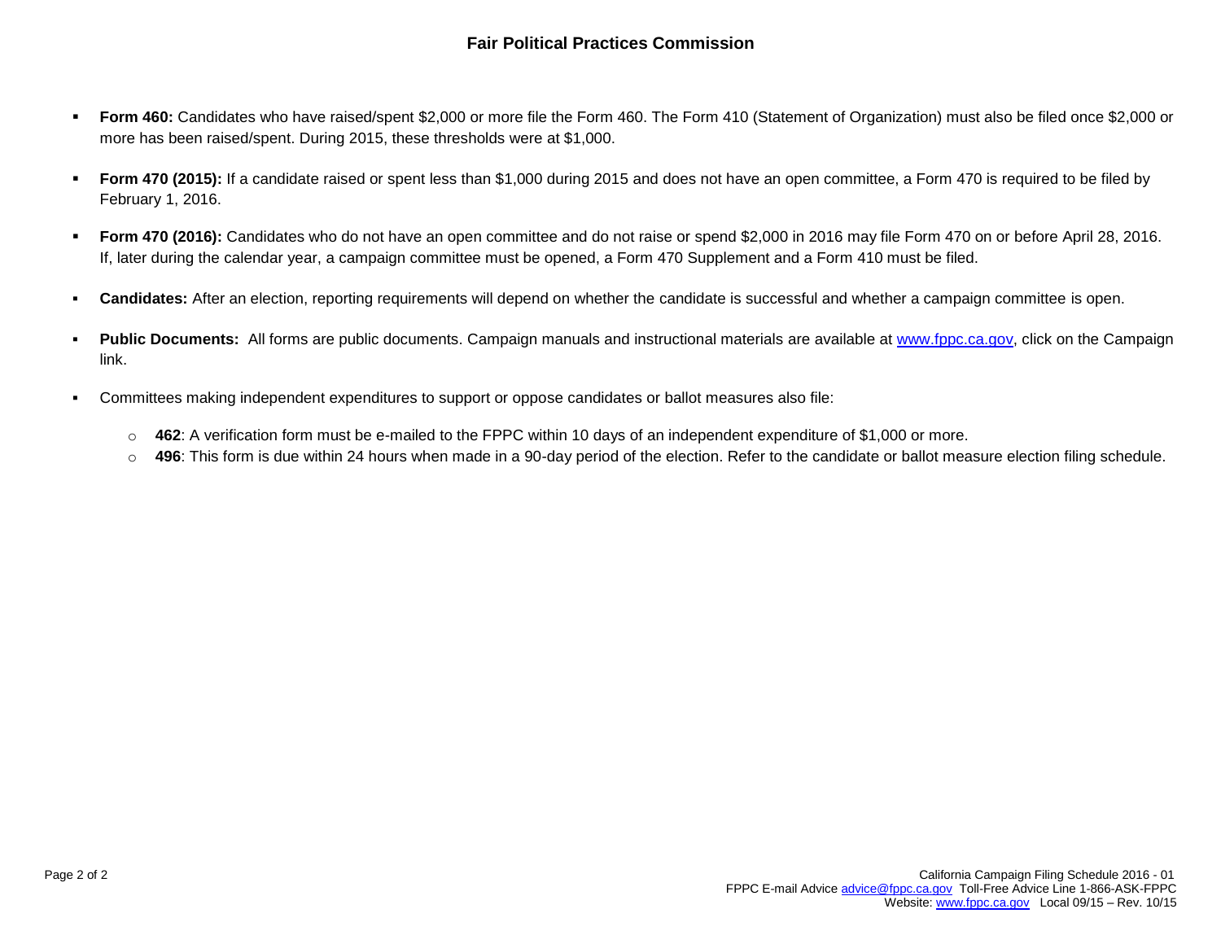**Fair Political Practices Commission**

- **Form 460:** Candidates who have raised/spent $2,000 or more file the Form 460. The Form 410 (Statement of Organization) must also be filed once $2,000 or more has been raised/spent. During 2015, these thresholds were at $1,000.
- **Form 470 (2015):** If a candidate raised or spent less than $1,000 during 2015 and does not have an open committee, a Form 470 is required to be filed by February 1, 2016.
- **Form 470 (2016):** Candidates who do not have an open committee and do not raise or spend $2,000 in 2016 may file Form 470 on or before April 28, 2016. If, later during the calendar year, a campaign committee must be opened, a Form 470 Supplement and a Form 410 must be filed.
- **Candidates:** After an election, reporting requirements will depend on whether the candidate is successful and whether a campaign committee is open.
- **Public Documents:** All forms are public documents. Campaign manuals and instructional materials are available at www.fppc.ca.gov, click on the Campaign link.
- Committees making independent expenditures to support or oppose candidates or ballot measures also file:
  - **462**: A verification form must be e-mailed to the FPPC within 10 days of an independent expenditure of $1,000 or more.
  - **496**: This form is due within 24 hours when made in a 90-day period of the election. Refer to the candidate or ballot measure election filing schedule.

California Campaign Filing Schedule 2016 - 01
FPPC E-mail Advice advice@fppc.ca.gov Toll-Free Advice Line 1-866-ASK-FPPC
Website: www.fppc.ca.gov Local 09/15 – Rev. 10/15